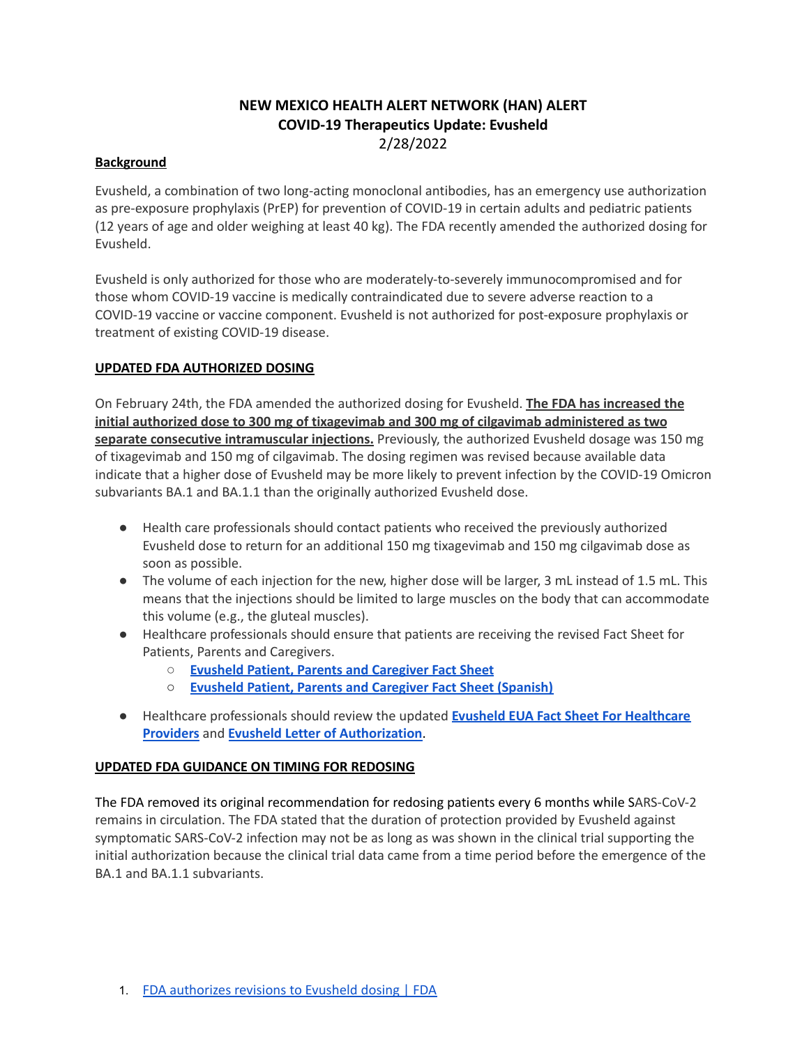# NEW MEXICO HEALTH ALERT NETWORK (HAN) ALERT
# COVID-19 Therapeutics Update: Evusheld

2/28/2022

## Background

Evusheld, a combination of two long-acting monoclonal antibodies, has an emergency use authorization as pre-exposure prophylaxis (PrEP) for prevention of COVID-19 in certain adults and pediatric patients (12 years of age and older weighing at least 40 kg). The FDA recently amended the authorized dosing for Evusheld.

Evusheld is only authorized for those who are moderately-to-severely immunocompromised and for those whom COVID-19 vaccine is medically contraindicated due to severe adverse reaction to a COVID-19 vaccine or vaccine component. Evusheld is not authorized for post-exposure prophylaxis or treatment of existing COVID-19 disease.

## UPDATED FDA AUTHORIZED DOSING

On February 24th, the FDA amended the authorized dosing for Evusheld. **The FDA has increased the initial authorized dose to 300 mg of tixagevimab and 300 mg of cilgavimab administered as two separate consecutive intramuscular injections.** Previously, the authorized Evusheld dosage was 150 mg of tixagevimab and 150 mg of cilgavimab. The dosing regimen was revised because available data indicate that a higher dose of Evusheld may be more likely to prevent infection by the COVID-19 Omicron subvariants BA.1 and BA.1.1 than the originally authorized Evusheld dose.

- Health care professionals should contact patients who received the previously authorized Evusheld dose to return for an additional 150 mg tixagevimab and 150 mg cilgavimab dose as soon as possible.
- The volume of each injection for the new, higher dose will be larger, 3 mL instead of 1.5 mL. This means that the injections should be limited to large muscles on the body that can accommodate this volume (e.g., the gluteal muscles).
- Healthcare professionals should ensure that patients are receiving the revised Fact Sheet for Patients, Parents and Caregivers.
  - **Evusheld Patient, Parents and Caregiver Fact Sheet**
  - **Evusheld Patient, Parents and Caregiver Fact Sheet (Spanish)**
- Healthcare professionals should review the updated **Evusheld EUA Fact Sheet For Healthcare Providers** and **Evusheld Letter of Authorization**.

## UPDATED FDA GUIDANCE ON TIMING FOR REDOSING

The FDA removed its original recommendation for redosing patients every 6 months while SARS-CoV-2 remains in circulation. The FDA stated that the duration of protection provided by Evusheld against symptomatic SARS-CoV-2 infection may not be as long as was shown in the clinical trial supporting the initial authorization because the clinical trial data came from a time period before the emergence of the BA.1 and BA.1.1 subvariants.

1. FDA authorizes revisions to Evusheld dosing | FDA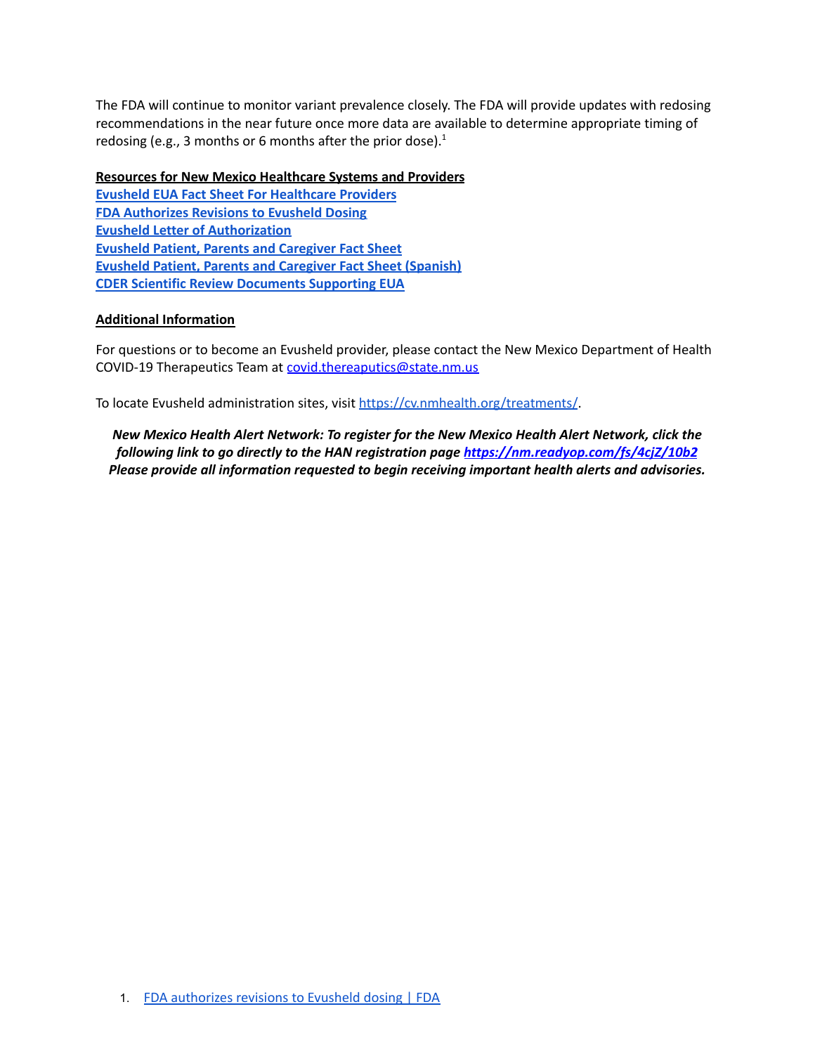The FDA will continue to monitor variant prevalence closely. The FDA will provide updates with redosing recommendations in the near future once more data are available to determine appropriate timing of redosing (e.g., 3 months or 6 months after the prior dose).[1]

**Resources for New Mexico Healthcare Systems and Providers**

**Evusheld EUA Fact Sheet For Healthcare Providers**
**FDA Authorizes Revisions to Evusheld Dosing**
**Evusheld Letter of Authorization**
**Evusheld Patient, Parents and Caregiver Fact Sheet**
**Evusheld Patient, Parents and Caregiver Fact Sheet (Spanish)**
**CDER Scientific Review Documents Supporting EUA**

**Additional Information**

For questions or to become an Evusheld provider, please contact the New Mexico Department of Health COVID-19 Therapeutics Team at covid.thereaputics@state.nm.us

To locate Evusheld administration sites, visit https://cv.nmhealth.org/treatments/.

***New Mexico Health Alert Network: To register for the New Mexico Health Alert Network, click the following link to go directly to the HAN registration page https://nm.readyop.com/fs/4cjZ/10b2 Please provide all information requested to begin receiving important health alerts and advisories.***

1. FDA authorizes revisions to Evusheld dosing | FDA